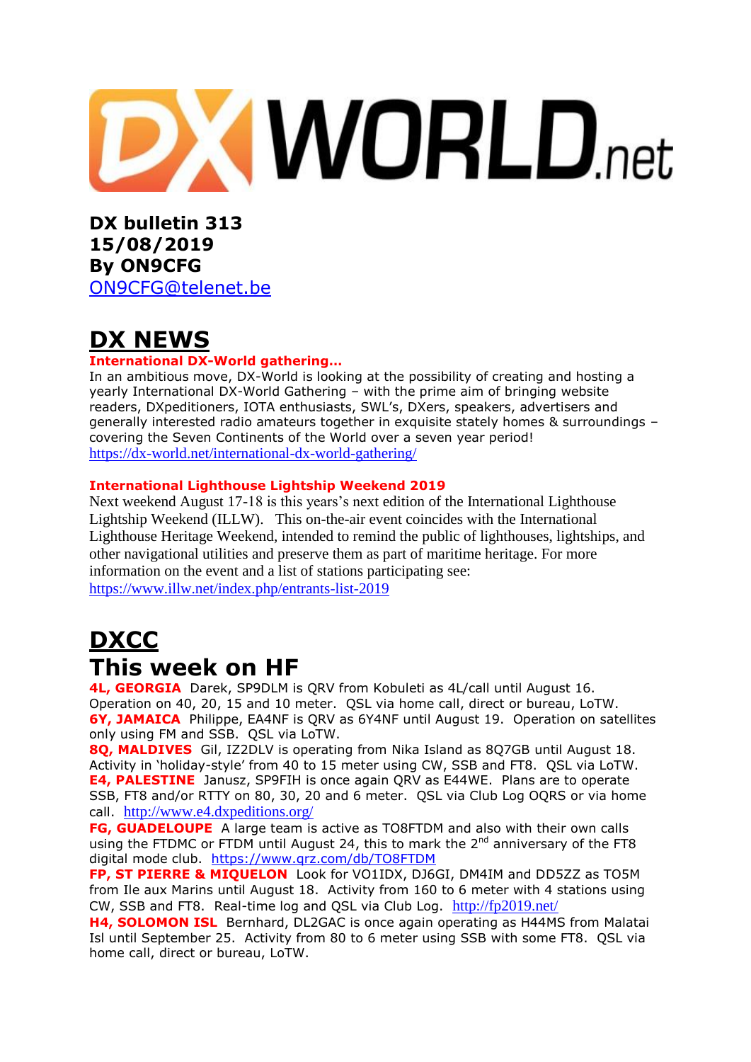# DX WORLD.net

**DX bulletin 313**
**15/08/2019**
**By ON9CFG**
[ON9CFG@telenet.be](mailto:ON9CFG@telenet.be)

# DX NEWS

**International DX-World gathering…**

In an ambitious move, DX-World is looking at the possibility of creating and hosting a yearly International DX-World Gathering – with the prime aim of bringing website readers, DXpeditioners, IOTA enthusiasts, SWL's, DXers, speakers, advertisers and generally interested radio amateurs together in exquisite stately homes & surroundings – covering the Seven Continents of the World over a seven year period!
https://dx-world.net/international-dx-world-gathering/

**International Lighthouse Lightship Weekend 2019**

Next weekend August 17-18 is this years's next edition of the International Lighthouse Lightship Weekend (ILLW). This on-the-air event coincides with the International Lighthouse Heritage Weekend, intended to remind the public of lighthouses, lightships, and other navigational utilities and preserve them as part of maritime heritage. For more information on the event and a list of stations participating see:
https://www.illw.net/index.php/entrants-list-2019

# DXCC

# This week on HF

**4L, GEORGIA** Darek, SP9DLM is QRV from Kobuleti as 4L/call until August 16. Operation on 40, 20, 15 and 10 meter. QSL via home call, direct or bureau, LoTW.

**6Y, JAMAICA** Philippe, EA4NF is QRV as 6Y4NF until August 19. Operation on satellites only using FM and SSB. QSL via LoTW.

**8Q, MALDIVES** Gil, IZ2DLV is operating from Nika Island as 8Q7GB until August 18. Activity in 'holiday-style' from 40 to 15 meter using CW, SSB and FT8. QSL via LoTW.

**E4, PALESTINE** Janusz, SP9FIH is once again QRV as E44WE. Plans are to operate SSB, FT8 and/or RTTY on 80, 30, 20 and 6 meter. QSL via Club Log OQRS or via home call. http://www.e4.dxpeditions.org/

**FG, GUADELOUPE** A large team is active as TO8FTDM and also with their own calls using the FTDMC or FTDM until August 24, this to mark the 2nd anniversary of the FT8 digital mode club. https://www.qrz.com/db/TO8FTDM

**FP, ST PIERRE & MIQUELON** Look for VO1IDX, DJ6GI, DM4IM and DD5ZZ as TO5M from Ile aux Marins until August 18. Activity from 160 to 6 meter with 4 stations using CW, SSB and FT8. Real-time log and QSL via Club Log. http://fp2019.net/

**H4, SOLOMON ISL** Bernhard, DL2GAC is once again operating as H44MS from Malatai Isl until September 25. Activity from 80 to 6 meter using SSB with some FT8. QSL via home call, direct or bureau, LoTW.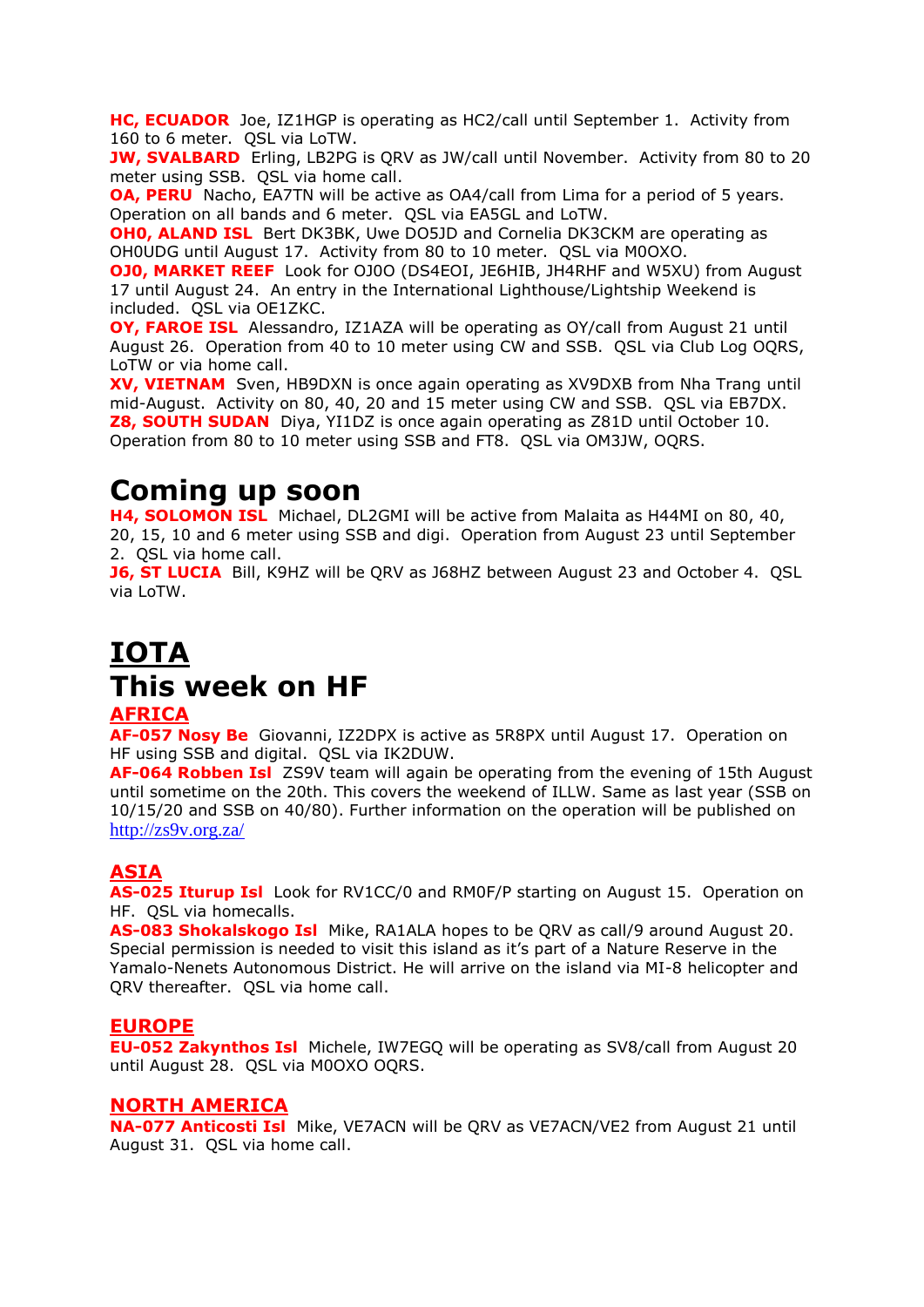**HC, ECUADOR** Joe, IZ1HGP is operating as HC2/call until September 1. Activity from 160 to 6 meter. QSL via LoTW.
**JW, SVALBARD** Erling, LB2PG is QRV as JW/call until November. Activity from 80 to 20 meter using SSB. QSL via home call.
**OA, PERU** Nacho, EA7TN will be active as OA4/call from Lima for a period of 5 years. Operation on all bands and 6 meter. QSL via EA5GL and LoTW.
**OH0, ALAND ISL** Bert DK3BK, Uwe DO5JD and Cornelia DK3CKM are operating as OH0UDG until August 17. Activity from 80 to 10 meter. QSL via M0OXO.
**OJ0, MARKET REEF** Look for OJ0O (DS4EOI, JE6HIB, JH4RHF and W5XU) from August 17 until August 24. An entry in the International Lighthouse/Lightship Weekend is included. QSL via OE1ZKC.
**OY, FAROE ISL** Alessandro, IZ1AZA will be operating as OY/call from August 21 until August 26. Operation from 40 to 10 meter using CW and SSB. QSL via Club Log OQRS, LoTW or via home call.
**XV, VIETNAM** Sven, HB9DXN is once again operating as XV9DXB from Nha Trang until mid-August. Activity on 80, 40, 20 and 15 meter using CW and SSB. QSL via EB7DX.
**Z8, SOUTH SUDAN** Diya, YI1DZ is once again operating as Z81D until October 10. Operation from 80 to 10 meter using SSB and FT8. QSL via OM3JW, OQRS.

## Coming up soon

**H4, SOLOMON ISL** Michael, DL2GMI will be active from Malaita as H44MI on 80, 40, 20, 15, 10 and 6 meter using SSB and digi. Operation from August 23 until September 2. QSL via home call.
**J6, ST LUCIA** Bill, K9HZ will be QRV as J68HZ between August 23 and October 4. QSL via LoTW.

# IOTA

## This week on HF

### AFRICA

**AF-057 Nosy Be** Giovanni, IZ2DPX is active as 5R8PX until August 17. Operation on HF using SSB and digital. QSL via IK2DUW.
**AF-064 Robben Isl** ZS9V team will again be operating from the evening of 15th August until sometime on the 20th. This covers the weekend of ILLW. Same as last year (SSB on 10/15/20 and SSB on 40/80). Further information on the operation will be published on http://zs9v.org.za/

### ASIA

**AS-025 Iturup Isl** Look for RV1CC/0 and RM0F/P starting on August 15. Operation on HF. QSL via homecalls.
**AS-083 Shokalskogo Isl** Mike, RA1ALA hopes to be QRV as call/9 around August 20. Special permission is needed to visit this island as it's part of a Nature Reserve in the Yamalo-Nenets Autonomous District. He will arrive on the island via MI-8 helicopter and QRV thereafter. QSL via home call.

### EUROPE

**EU-052 Zakynthos Isl** Michele, IW7EGQ will be operating as SV8/call from August 20 until August 28. QSL via M0OXO OQRS.

### NORTH AMERICA

**NA-077 Anticosti Isl** Mike, VE7ACN will be QRV as VE7ACN/VE2 from August 21 until August 31. QSL via home call.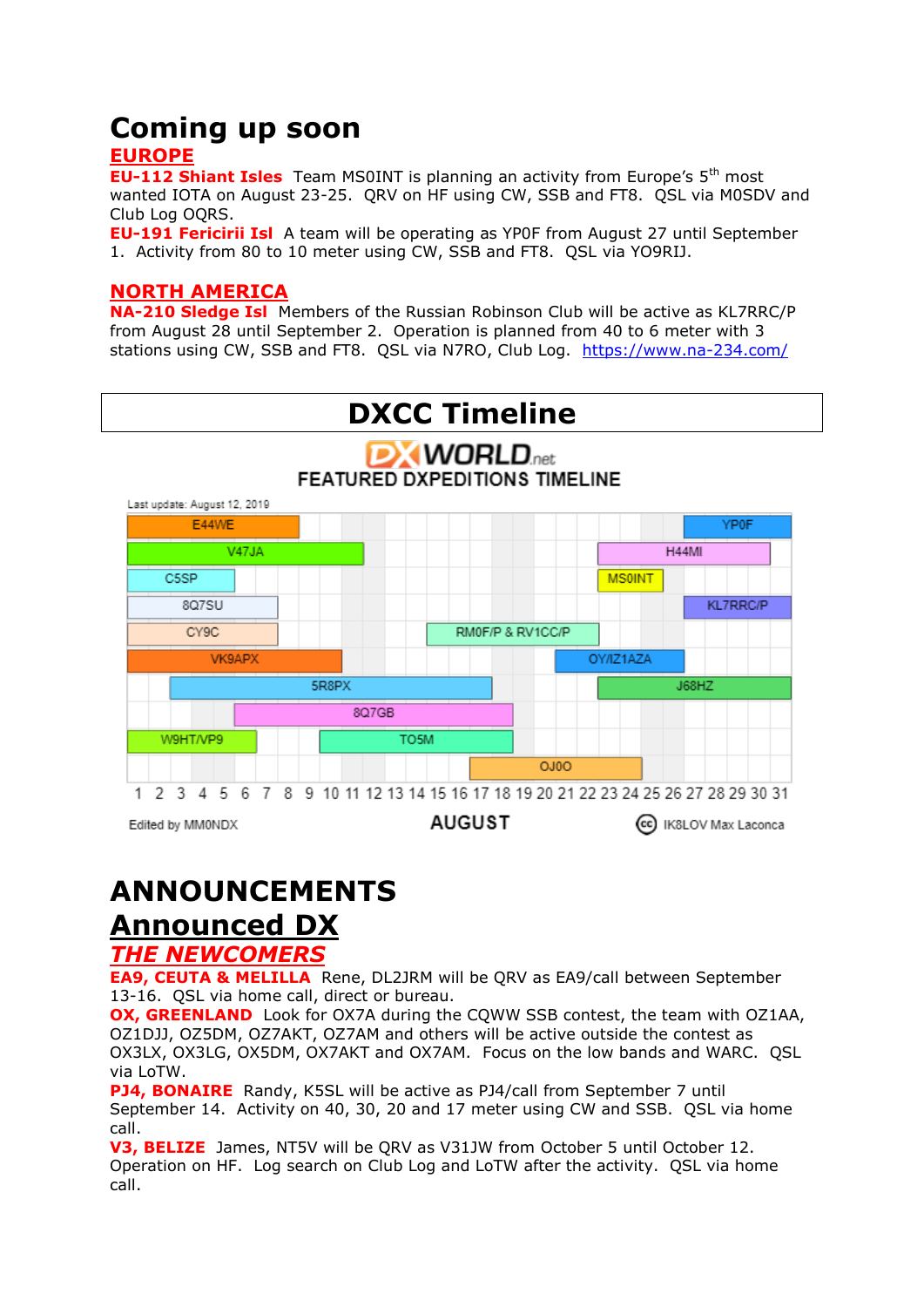# Coming up soon

## EUROPE

**EU-112 Shiant Isles** Team MS0INT is planning an activity from Europe's 5th most wanted IOTA on August 23-25. QRV on HF using CW, SSB and FT8. QSL via M0SDV and Club Log OQRS.

**EU-191 Fericirii Isl** A team will be operating as YP0F from August 27 until September 1. Activity from 80 to 10 meter using CW, SSB and FT8. QSL via YO9RIJ.

## NORTH AMERICA

**NA-210 Sledge Isl** Members of the Russian Robinson Club will be active as KL7RRC/P from August 28 until September 2. Operation is planned from 40 to 6 meter with 3 stations using CW, SSB and FT8. QSL via N7RO, Club Log. https://www.na-234.com/

# DXCC Timeline

DXWORLD.net

FEATURED DXPEDITIONS TIMELINE

Last update: August 12, 2019

E44WE, V47JA, C5SP, 8Q7SU, CY9C, VK9APX, 5R8PX, 8Q7GB, W9HT/VP9, T05M, OJ0O, RM0F/P & RV1CC/P, OY/IZ1AZA, YP0F, H44MI, MS0INT, KL7RRC/P, J68HZ

1 2 3 4 5 6 7 8 9 10 11 12 13 14 15 16 17 18 19 20 21 22 23 24 25 26 27 28 29 30 31

Edited by MM0NDX — AUGUST — IK8LOV Max Laconca

# ANNOUNCEMENTS

# Announced DX

## *THE NEWCOMERS*

**EA9, CEUTA & MELILLA** Rene, DL2JRM will be QRV as EA9/call between September 13-16. QSL via home call, direct or bureau.

**OX, GREENLAND** Look for OX7A during the CQWW SSB contest, the team with OZ1AA, OZ1DJJ, OZ5DM, OZ7AKT, OZ7AM and others will be active outside the contest as OX3LX, OX3LG, OX5DM, OX7AKT and OX7AM. Focus on the low bands and WARC. QSL via LoTW.

**PJ4, BONAIRE** Randy, K5SL will be active as PJ4/call from September 7 until September 14. Activity on 40, 30, 20 and 17 meter using CW and SSB. QSL via home call.

**V3, BELIZE** James, NT5V will be QRV as V31JW from October 5 until October 12. Operation on HF. Log search on Club Log and LoTW after the activity. QSL via home call.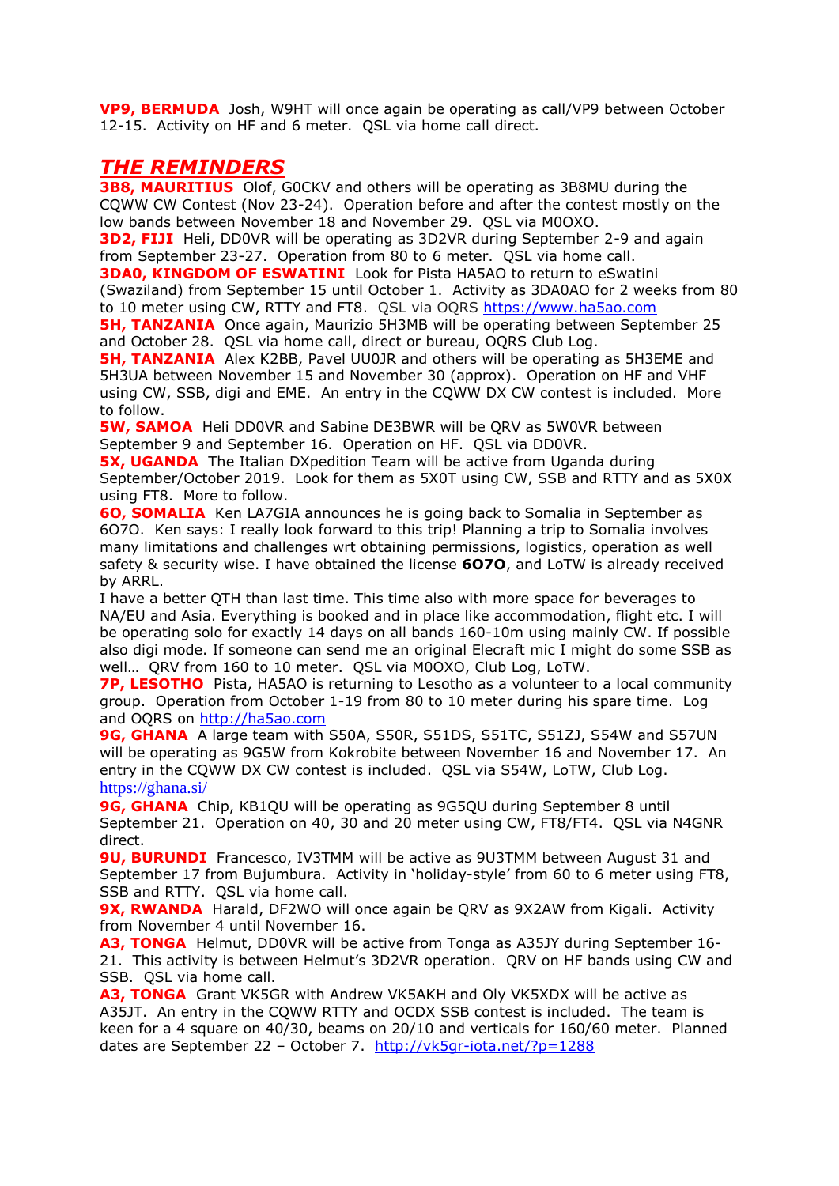**VP9, BERMUDA** Josh, W9HT will once again be operating as call/VP9 between October 12-15. Activity on HF and 6 meter. QSL via home call direct.

## ***THE REMINDERS***

**3B8, MAURITIUS** Olof, G0CKV and others will be operating as 3B8MU during the CQWW CW Contest (Nov 23-24). Operation before and after the contest mostly on the low bands between November 18 and November 29. QSL via M0OXO.

**3D2, FIJI** Heli, DD0VR will be operating as 3D2VR during September 2-9 and again from September 23-27. Operation from 80 to 6 meter. QSL via home call.

**3DA0, KINGDOM OF ESWATINI** Look for Pista HA5AO to return to eSwatini (Swaziland) from September 15 until October 1. Activity as 3DA0AO for 2 weeks from 80 to 10 meter using CW, RTTY and FT8. QSL via OQRS https://www.ha5ao.com

**5H, TANZANIA** Once again, Maurizio 5H3MB will be operating between September 25 and October 28. QSL via home call, direct or bureau, OQRS Club Log.

**5H, TANZANIA** Alex K2BB, Pavel UU0JR and others will be operating as 5H3EME and 5H3UA between November 15 and November 30 (approx). Operation on HF and VHF using CW, SSB, digi and EME. An entry in the CQWW DX CW contest is included. More to follow.

**5W, SAMOA** Heli DD0VR and Sabine DE3BWR will be QRV as 5W0VR between September 9 and September 16. Operation on HF. QSL via DD0VR.

**5X, UGANDA** The Italian DXpedition Team will be active from Uganda during September/October 2019. Look for them as 5X0T using CW, SSB and RTTY and as 5X0X using FT8. More to follow.

**6O, SOMALIA** Ken LA7GIA announces he is going back to Somalia in September as 6O7O. Ken says: I really look forward to this trip! Planning a trip to Somalia involves many limitations and challenges wrt obtaining permissions, logistics, operation as well safety & security wise. I have obtained the license **6O7O**, and LoTW is already received by ARRL.

I have a better QTH than last time. This time also with more space for beverages to NA/EU and Asia. Everything is booked and in place like accommodation, flight etc. I will be operating solo for exactly 14 days on all bands 160-10m using mainly CW. If possible also digi mode. If someone can send me an original Elecraft mic I might do some SSB as well… QRV from 160 to 10 meter. QSL via M0OXO, Club Log, LoTW.

**7P, LESOTHO** Pista, HA5AO is returning to Lesotho as a volunteer to a local community group. Operation from October 1-19 from 80 to 10 meter during his spare time. Log and OQRS on http://ha5ao.com

**9G, GHANA** A large team with S50A, S50R, S51DS, S51TC, S51ZJ, S54W and S57UN will be operating as 9G5W from Kokrobite between November 16 and November 17. An entry in the CQWW DX CW contest is included. QSL via S54W, LoTW, Club Log. https://ghana.si/

**9G, GHANA** Chip, KB1QU will be operating as 9G5QU during September 8 until September 21. Operation on 40, 30 and 20 meter using CW, FT8/FT4. QSL via N4GNR direct.

**9U, BURUNDI** Francesco, IV3TMM will be active as 9U3TMM between August 31 and September 17 from Bujumbura. Activity in 'holiday-style' from 60 to 6 meter using FT8, SSB and RTTY. QSL via home call.

**9X, RWANDA** Harald, DF2WO will once again be QRV as 9X2AW from Kigali. Activity from November 4 until November 16.

**A3, TONGA** Helmut, DD0VR will be active from Tonga as A35JY during September 16-21. This activity is between Helmut's 3D2VR operation. QRV on HF bands using CW and SSB. QSL via home call.

**A3, TONGA** Grant VK5GR with Andrew VK5AKH and Oly VK5XDX will be active as A35JT. An entry in the CQWW RTTY and OCDX SSB contest is included. The team is keen for a 4 square on 40/30, beams on 20/10 and verticals for 160/60 meter. Planned dates are September 22 – October 7. http://vk5gr-iota.net/?p=1288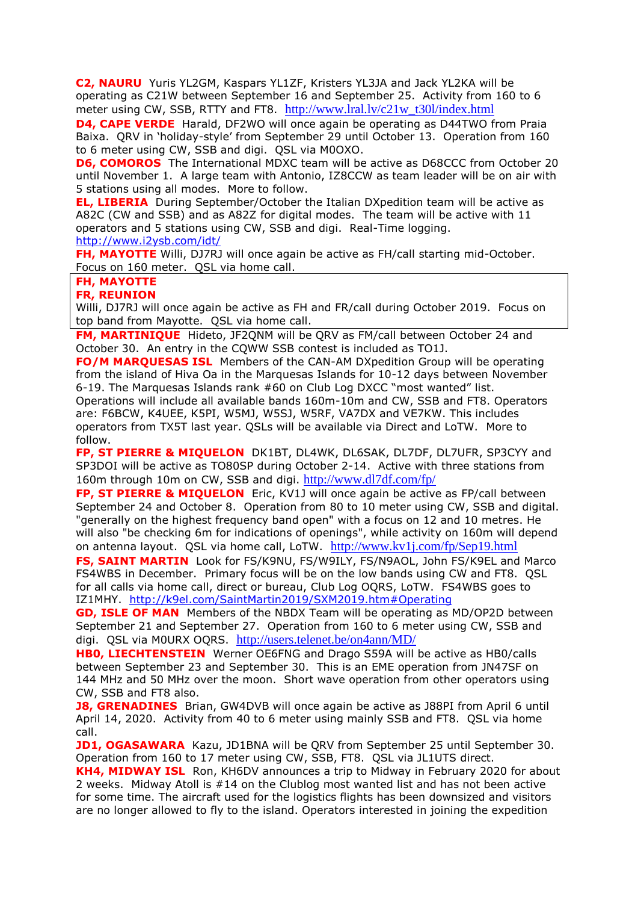**C2, NAURU** Yuris YL2GM, Kaspars YL1ZF, Kristers YL3JA and Jack YL2KA will be operating as C21W between September 16 and September 25. Activity from 160 to 6 meter using CW, SSB, RTTY and FT8. http://www.lral.lv/c21w_t30l/index.html

**D4, CAPE VERDE** Harald, DF2WO will once again be operating as D44TWO from Praia Baixa. QRV in 'holiday-style' from September 29 until October 13. Operation from 160 to 6 meter using CW, SSB and digi. QSL via M0OXO.

**D6, COMOROS** The International MDXC team will be active as D68CCC from October 20 until November 1. A large team with Antonio, IZ8CCW as team leader will be on air with 5 stations using all modes. More to follow.

**EL, LIBERIA** During September/October the Italian DXpedition team will be active as A82C (CW and SSB) and as A82Z for digital modes. The team will be active with 11 operators and 5 stations using CW, SSB and digi. Real-Time logging. http://www.i2ysb.com/idt/

**FH, MAYOTTE** Willi, DJ7RJ will once again be active as FH/call starting mid-October. Focus on 160 meter. QSL via home call.

**FH, MAYOTTE**
**FR, REUNION**
Willi, DJ7RJ will once again be active as FH and FR/call during October 2019. Focus on top band from Mayotte. QSL via home call.

**FM, MARTINIQUE** Hideto, JF2QNM will be QRV as FM/call between October 24 and October 30. An entry in the CQWW SSB contest is included as TO1J.

**FO/M MARQUESAS ISL** Members of the CAN-AM DXpedition Group will be operating from the island of Hiva Oa in the Marquesas Islands for 10-12 days between November 6-19. The Marquesas Islands rank #60 on Club Log DXCC "most wanted" list. Operations will include all available bands 160m-10m and CW, SSB and FT8. Operators are: F6BCW, K4UEE, K5PI, W5MJ, W5SJ, W5RF, VA7DX and VE7KW. This includes operators from TX5T last year. QSLs will be available via Direct and LoTW. More to follow.

**FP, ST PIERRE & MIQUELON** DK1BT, DL4WK, DL6SAK, DL7DF, DL7UFR, SP3CYY and SP3DOI will be active as TO80SP during October 2-14. Active with three stations from 160m through 10m on CW, SSB and digi. http://www.dl7df.com/fp/

**FP, ST PIERRE & MIQUELON** Eric, KV1J will once again be active as FP/call between September 24 and October 8. Operation from 80 to 10 meter using CW, SSB and digital. "generally on the highest frequency band open" with a focus on 12 and 10 metres. He will also "be checking 6m for indications of openings", while activity on 160m will depend on antenna layout. QSL via home call, LoTW. http://www.kv1j.com/fp/Sep19.html

**FS, SAINT MARTIN** Look for FS/K9NU, FS/W9ILY, FS/N9AOL, John FS/K9EL and Marco FS4WBS in December. Primary focus will be on the low bands using CW and FT8. QSL for all calls via home call, direct or bureau, Club Log OQRS, LoTW. FS4WBS goes to IZ1MHY. http://k9el.com/SaintMartin2019/SXM2019.htm#Operating

**GD, ISLE OF MAN** Members of the NBDX Team will be operating as MD/OP2D between September 21 and September 27. Operation from 160 to 6 meter using CW, SSB and digi. QSL via M0URX OQRS. http://users.telenet.be/on4ann/MD/

**HB0, LIECHTENSTEIN** Werner OE6FNG and Drago S59A will be active as HB0/calls between September 23 and September 30. This is an EME operation from JN47SF on 144 MHz and 50 MHz over the moon. Short wave operation from other operators using CW, SSB and FT8 also.

**J8, GRENADINES** Brian, GW4DVB will once again be active as J88PI from April 6 until April 14, 2020. Activity from 40 to 6 meter using mainly SSB and FT8. QSL via home call.

**JD1, OGASAWARA** Kazu, JD1BNA will be QRV from September 25 until September 30. Operation from 160 to 17 meter using CW, SSB, FT8. QSL via JL1UTS direct.

**KH4, MIDWAY ISL** Ron, KH6DV announces a trip to Midway in February 2020 for about 2 weeks. Midway Atoll is #14 on the Clublog most wanted list and has not been active for some time. The aircraft used for the logistics flights has been downsized and visitors are no longer allowed to fly to the island. Operators interested in joining the expedition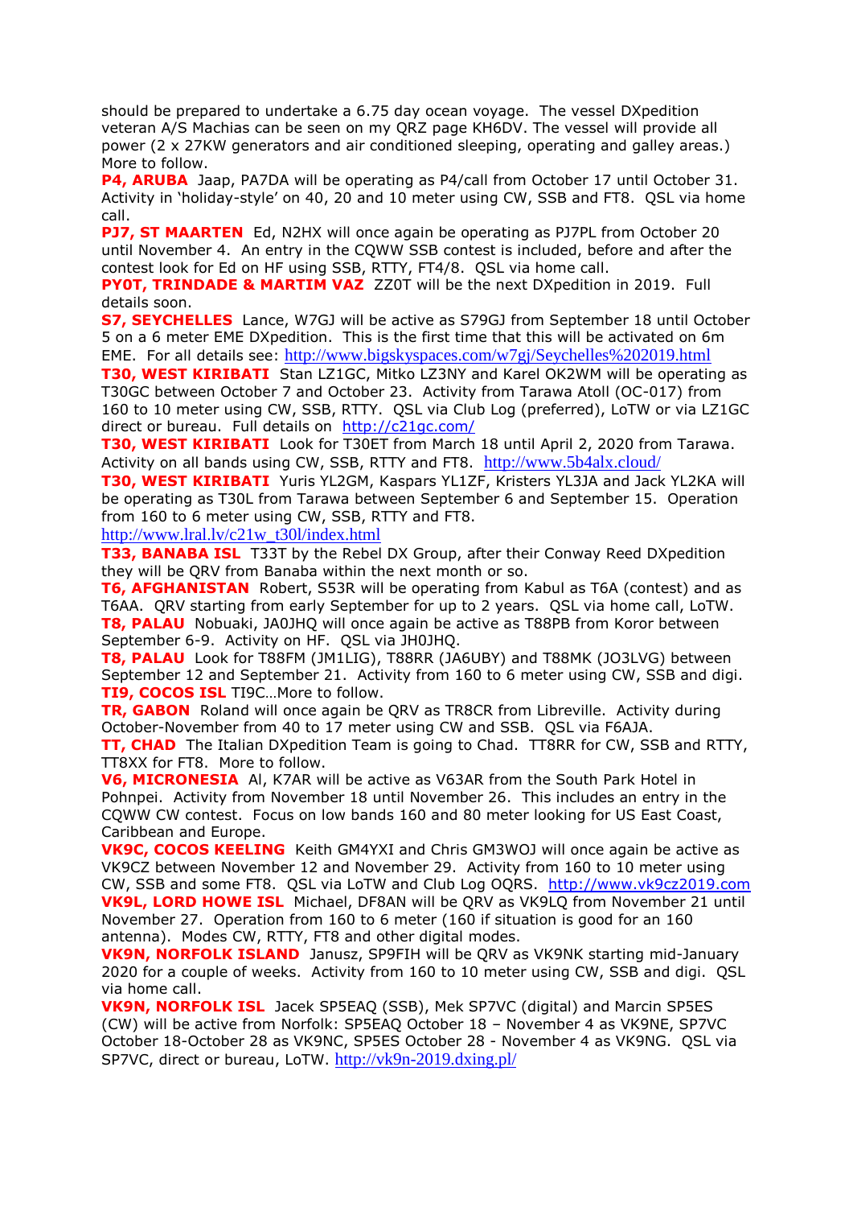should be prepared to undertake a 6.75 day ocean voyage. The vessel DXpedition veteran A/S Machias can be seen on my QRZ page KH6DV. The vessel will provide all power (2 x 27KW generators and air conditioned sleeping, operating and galley areas.) More to follow.

**P4, ARUBA** Jaap, PA7DA will be operating as P4/call from October 17 until October 31. Activity in 'holiday-style' on 40, 20 and 10 meter using CW, SSB and FT8. QSL via home call.

**PJ7, ST MAARTEN** Ed, N2HX will once again be operating as PJ7PL from October 20 until November 4. An entry in the CQWW SSB contest is included, before and after the contest look for Ed on HF using SSB, RTTY, FT4/8. QSL via home call.

**PY0T, TRINDADE & MARTIM VAZ** ZZ0T will be the next DXpedition in 2019. Full details soon.

**S7, SEYCHELLES** Lance, W7GJ will be active as S79GJ from September 18 until October 5 on a 6 meter EME DXpedition. This is the first time that this will be activated on 6m EME. For all details see: http://www.bigskyspaces.com/w7gj/Seychelles%202019.html

**T30, WEST KIRIBATI** Stan LZ1GC, Mitko LZ3NY and Karel OK2WM will be operating as T30GC between October 7 and October 23. Activity from Tarawa Atoll (OC-017) from 160 to 10 meter using CW, SSB, RTTY. QSL via Club Log (preferred), LoTW or via LZ1GC direct or bureau. Full details on http://c21gc.com/

**T30, WEST KIRIBATI** Look for T30ET from March 18 until April 2, 2020 from Tarawa. Activity on all bands using CW, SSB, RTTY and FT8. http://www.5b4alx.cloud/

**T30, WEST KIRIBATI** Yuris YL2GM, Kaspars YL1ZF, Kristers YL3JA and Jack YL2KA will be operating as T30L from Tarawa between September 6 and September 15. Operation from 160 to 6 meter using CW, SSB, RTTY and FT8.
http://www.lral.lv/c21w_t30l/index.html

**T33, BANABA ISL** T33T by the Rebel DX Group, after their Conway Reed DXpedition they will be QRV from Banaba within the next month or so.

**T6, AFGHANISTAN** Robert, S53R will be operating from Kabul as T6A (contest) and as T6AA. QRV starting from early September for up to 2 years. QSL via home call, LoTW.

**T8, PALAU** Nobuaki, JA0JHQ will once again be active as T88PB from Koror between September 6-9. Activity on HF. QSL via JH0JHQ.

**T8, PALAU** Look for T88FM (JM1LIG), T88RR (JA6UBY) and T88MK (JO3LVG) between September 12 and September 21. Activity from 160 to 6 meter using CW, SSB and digi.

**TI9, COCOS ISL** TI9C…More to follow.

**TR, GABON** Roland will once again be QRV as TR8CR from Libreville. Activity during October-November from 40 to 17 meter using CW and SSB. QSL via F6AJA.

**TT, CHAD** The Italian DXpedition Team is going to Chad. TT8RR for CW, SSB and RTTY, TT8XX for FT8. More to follow.

**V6, MICRONESIA** Al, K7AR will be active as V63AR from the South Park Hotel in Pohnpei. Activity from November 18 until November 26. This includes an entry in the CQWW CW contest. Focus on low bands 160 and 80 meter looking for US East Coast, Caribbean and Europe.

**VK9C, COCOS KEELING** Keith GM4YXI and Chris GM3WOJ will once again be active as VK9CZ between November 12 and November 29. Activity from 160 to 10 meter using CW, SSB and some FT8. QSL via LoTW and Club Log OQRS. http://www.vk9cz2019.com

**VK9L, LORD HOWE ISL** Michael, DF8AN will be QRV as VK9LQ from November 21 until November 27. Operation from 160 to 6 meter (160 if situation is good for an 160 antenna). Modes CW, RTTY, FT8 and other digital modes.

**VK9N, NORFOLK ISLAND** Janusz, SP9FIH will be QRV as VK9NK starting mid-January 2020 for a couple of weeks. Activity from 160 to 10 meter using CW, SSB and digi. QSL via home call.

**VK9N, NORFOLK ISL** Jacek SP5EAQ (SSB), Mek SP7VC (digital) and Marcin SP5ES (CW) will be active from Norfolk: SP5EAQ October 18 – November 4 as VK9NE, SP7VC October 18-October 28 as VK9NC, SP5ES October 28 - November 4 as VK9NG. QSL via SP7VC, direct or bureau, LoTW. http://vk9n-2019.dxing.pl/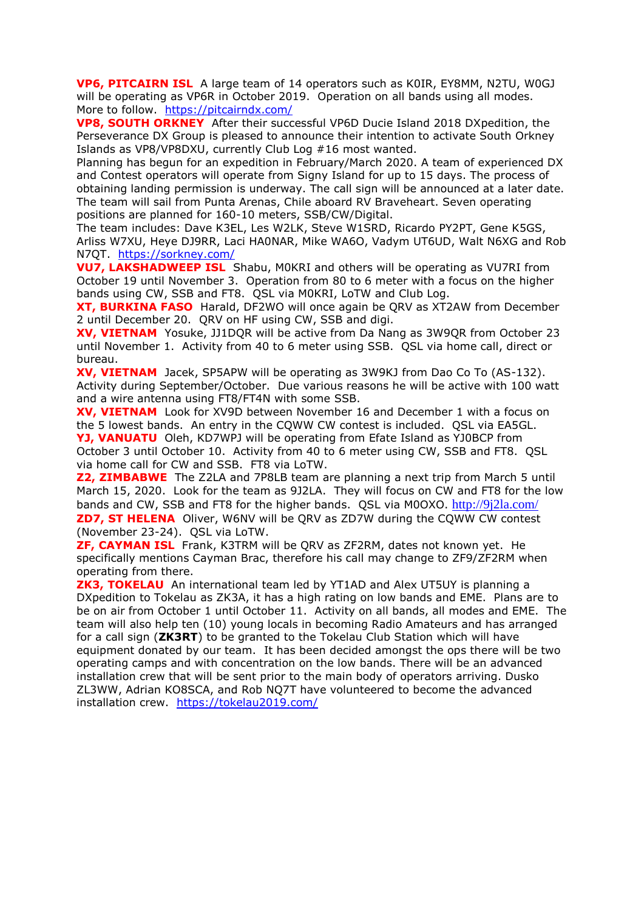**VP6, PITCAIRN ISL** A large team of 14 operators such as K0IR, EY8MM, N2TU, W0GJ will be operating as VP6R in October 2019. Operation on all bands using all modes. More to follow. https://pitcairndx.com/

**VP8, SOUTH ORKNEY** After their successful VP6D Ducie Island 2018 DXpedition, the Perseverance DX Group is pleased to announce their intention to activate South Orkney Islands as VP8/VP8DXU, currently Club Log #16 most wanted.

Planning has begun for an expedition in February/March 2020. A team of experienced DX and Contest operators will operate from Signy Island for up to 15 days. The process of obtaining landing permission is underway. The call sign will be announced at a later date. The team will sail from Punta Arenas, Chile aboard RV Braveheart. Seven operating positions are planned for 160-10 meters, SSB/CW/Digital.

The team includes: Dave K3EL, Les W2LK, Steve W1SRD, Ricardo PY2PT, Gene K5GS, Arliss W7XU, Heye DJ9RR, Laci HA0NAR, Mike WA6O, Vadym UT6UD, Walt N6XG and Rob N7QT. https://sorkney.com/

**VU7, LAKSHADWEEP ISL** Shabu, M0KRI and others will be operating as VU7RI from October 19 until November 3. Operation from 80 to 6 meter with a focus on the higher bands using CW, SSB and FT8. QSL via M0KRI, LoTW and Club Log.

**XT, BURKINA FASO** Harald, DF2WO will once again be QRV as XT2AW from December 2 until December 20. QRV on HF using CW, SSB and digi.

**XV, VIETNAM** Yosuke, JJ1DQR will be active from Da Nang as 3W9QR from October 23 until November 1. Activity from 40 to 6 meter using SSB. QSL via home call, direct or bureau.

**XV, VIETNAM** Jacek, SP5APW will be operating as 3W9KJ from Dao Co To (AS-132). Activity during September/October. Due various reasons he will be active with 100 watt and a wire antenna using FT8/FT4N with some SSB.

**XV, VIETNAM** Look for XV9D between November 16 and December 1 with a focus on the 5 lowest bands. An entry in the CQWW CW contest is included. QSL via EA5GL.

**YJ, VANUATU** Oleh, KD7WPJ will be operating from Efate Island as YJ0BCP from October 3 until October 10. Activity from 40 to 6 meter using CW, SSB and FT8. QSL via home call for CW and SSB. FT8 via LoTW.

**Z2, ZIMBABWE** The Z2LA and 7P8LB team are planning a next trip from March 5 until March 15, 2020. Look for the team as 9J2LA. They will focus on CW and FT8 for the low bands and CW, SSB and FT8 for the higher bands. QSL via M0OXO. http://9j2la.com/

**ZD7, ST HELENA** Oliver, W6NV will be QRV as ZD7W during the CQWW CW contest (November 23-24). QSL via LoTW.

**ZF, CAYMAN ISL** Frank, K3TRM will be QRV as ZF2RM, dates not known yet. He specifically mentions Cayman Brac, therefore his call may change to ZF9/ZF2RM when operating from there.

**ZK3, TOKELAU** An international team led by YT1AD and Alex UT5UY is planning a DXpedition to Tokelau as ZK3A, it has a high rating on low bands and EME. Plans are to be on air from October 1 until October 11. Activity on all bands, all modes and EME. The team will also help ten (10) young locals in becoming Radio Amateurs and has arranged for a call sign (**ZK3RT**) to be granted to the Tokelau Club Station which will have equipment donated by our team. It has been decided amongst the ops there will be two operating camps and with concentration on the low bands. There will be an advanced installation crew that will be sent prior to the main body of operators arriving. Dusko ZL3WW, Adrian KO8SCA, and Rob NQ7T have volunteered to become the advanced installation crew. https://tokelau2019.com/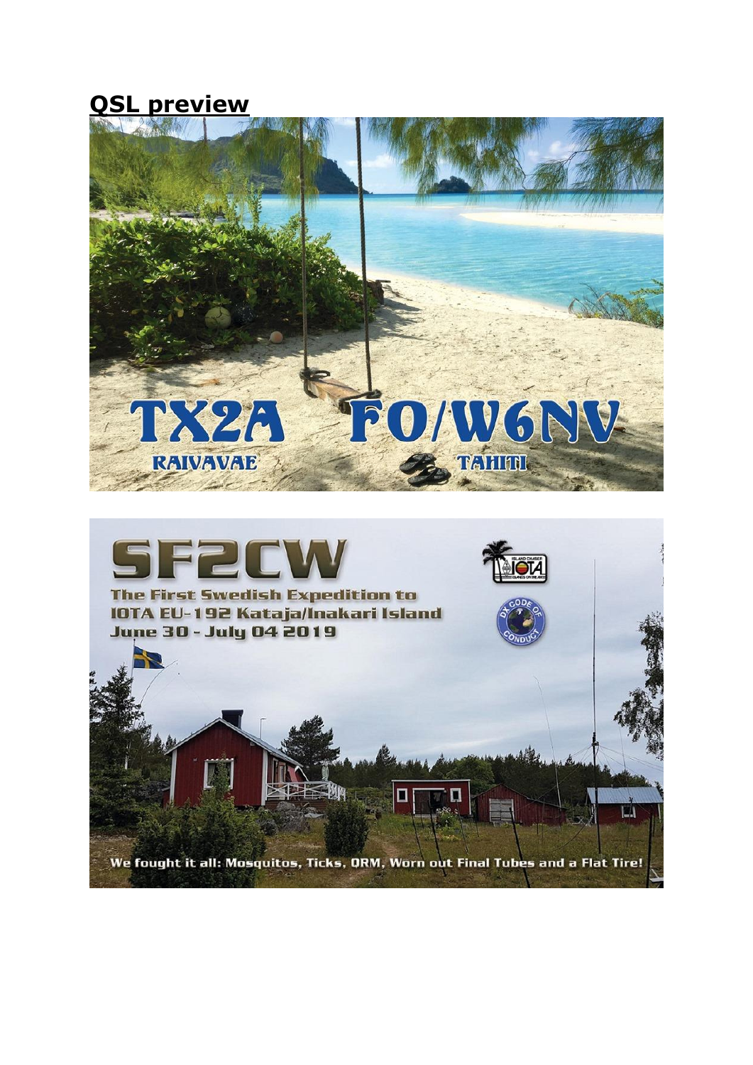## QSL preview

TX2A FO/W6NV

RAIVAVAE TAHITI

SF2CW

The First Swedish Expedition to IOTA EU-192 Kataja/Inakari Island June 30 - July 04 2019

We fought it all: Mosquitos, Ticks, QRM, Worn out Final Tubes and a Flat Tire!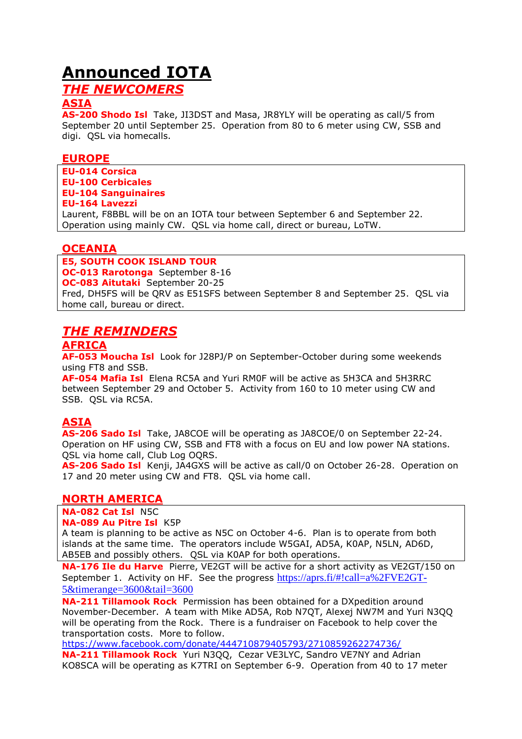# Announced IOTA

## *THE NEWCOMERS*

### ASIA

**AS-200 Shodo Isl** Take, JI3DST and Masa, JR8YLY will be operating as call/5 from September 20 until September 25. Operation from 80 to 6 meter using CW, SSB and digi. QSL via homecalls.

### EUROPE

**EU-014 Corsica**
**EU-100 Cerbicales**
**EU-104 Sanguinaires**
**EU-164 Lavezzi**
Laurent, F8BBL will be on an IOTA tour between September 6 and September 22. Operation using mainly CW. QSL via home call, direct or bureau, LoTW.

### OCEANIA

**E5, SOUTH COOK ISLAND TOUR**
**OC-013 Rarotonga** September 8-16
**OC-083 Aitutaki** September 20-25
Fred, DH5FS will be QRV as E51SFS between September 8 and September 25. QSL via home call, bureau or direct.

## *THE REMINDERS*

### AFRICA

**AF-053 Moucha Isl** Look for J28PJ/P on September-October during some weekends using FT8 and SSB.

**AF-054 Mafia Isl** Elena RC5A and Yuri RM0F will be active as 5H3CA and 5H3RRC between September 29 and October 5. Activity from 160 to 10 meter using CW and SSB. QSL via RC5A.

### ASIA

**AS-206 Sado Isl** Take, JA8COE will be operating as JA8COE/0 on September 22-24. Operation on HF using CW, SSB and FT8 with a focus on EU and low power NA stations. QSL via home call, Club Log OQRS.

**AS-206 Sado Isl** Kenji, JA4GXS will be active as call/0 on October 26-28. Operation on 17 and 20 meter using CW and FT8. QSL via home call.

### NORTH AMERICA

**NA-082 Cat Isl** N5C
**NA-089 Au Pitre Isl** K5P
A team is planning to be active as N5C on October 4-6. Plan is to operate from both islands at the same time. The operators include W5GAI, AD5A, K0AP, N5LN, AD6D, AB5EB and possibly others. QSL via K0AP for both operations.

**NA-176 Ile du Harve** Pierre, VE2GT will be active for a short activity as VE2GT/150 on September 1. Activity on HF. See the progress https://aprs.fi/#!call=a%2FVE2GT-5&timerange=3600&tail=3600

**NA-211 Tillamook Rock** Permission has been obtained for a DXpedition around November-December. A team with Mike AD5A, Rob N7QT, Alexej NW7M and Yuri N3QQ will be operating from the Rock. There is a fundraiser on Facebook to help cover the transportation costs. More to follow.
https://www.facebook.com/donate/444710879405793/2710859262274736/

**NA-211 Tillamook Rock** Yuri N3QQ, Cezar VE3LYC, Sandro VE7NY and Adrian KO8SCA will be operating as K7TRI on September 6-9. Operation from 40 to 17 meter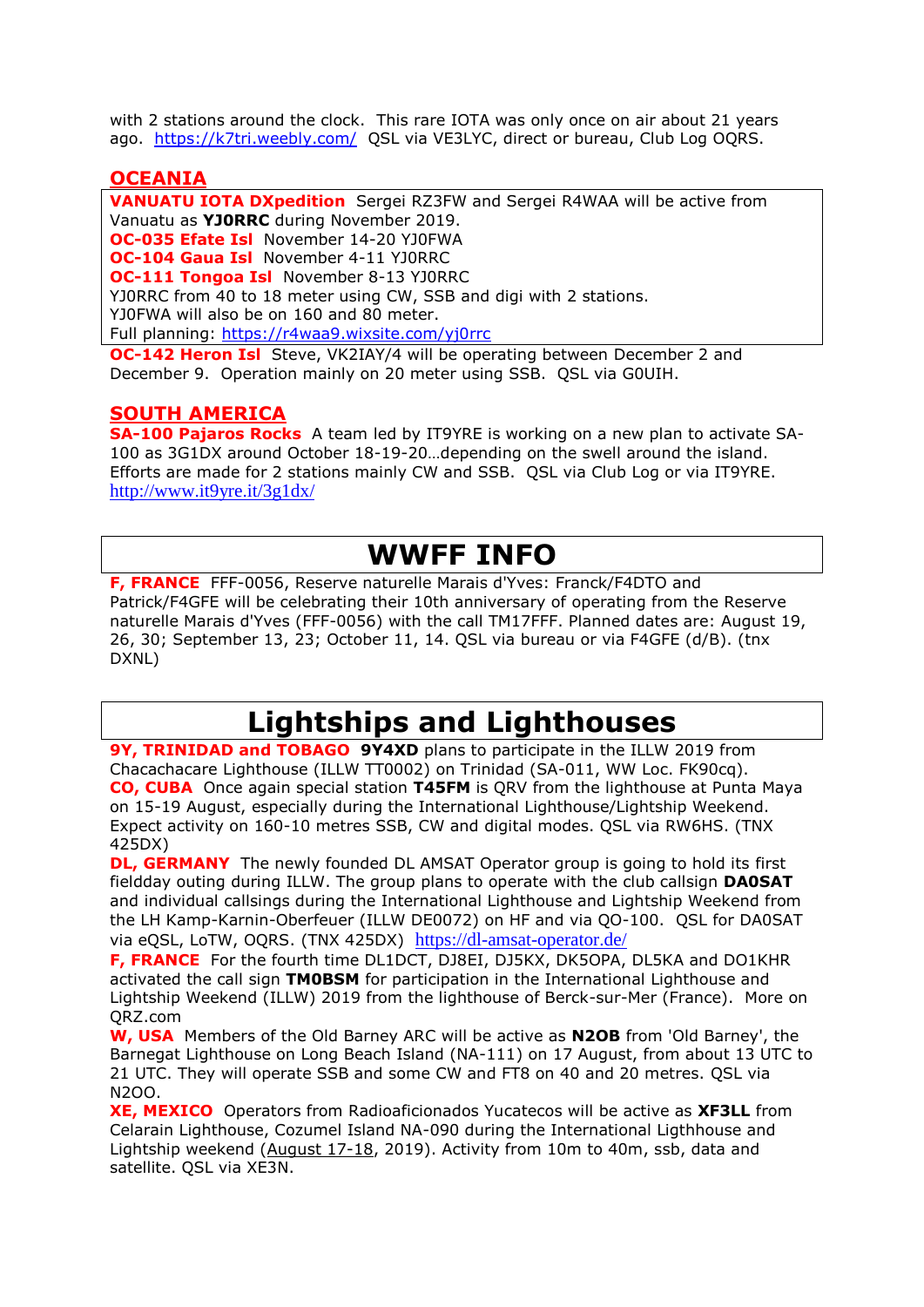with 2 stations around the clock. This rare IOTA was only once on air about 21 years ago. https://k7tri.weebly.com/ QSL via VE3LYC, direct or bureau, Club Log OQRS.

## OCEANIA

**VANUATU IOTA DXpedition** Sergei RZ3FW and Sergei R4WAA will be active from Vanuatu as **YJ0RRC** during November 2019.
**OC-035 Efate Isl** November 14-20 YJ0FWA
**OC-104 Gaua Isl** November 4-11 YJ0RRC
**OC-111 Tongoa Isl** November 8-13 YJ0RRC
YJ0RRC from 40 to 18 meter using CW, SSB and digi with 2 stations.
YJ0FWA will also be on 160 and 80 meter.
Full planning: https://r4waa9.wixsite.com/yj0rrc

**OC-142 Heron Isl** Steve, VK2IAY/4 will be operating between December 2 and December 9. Operation mainly on 20 meter using SSB. QSL via G0UIH.

## SOUTH AMERICA

**SA-100 Pajaros Rocks** A team led by IT9YRE is working on a new plan to activate SA-100 as 3G1DX around October 18-19-20…depending on the swell around the island. Efforts are made for 2 stations mainly CW and SSB. QSL via Club Log or via IT9YRE. http://www.it9yre.it/3g1dx/

# WWFF INFO

**F, FRANCE** FFF-0056, Reserve naturelle Marais d'Yves: Franck/F4DTO and Patrick/F4GFE will be celebrating their 10th anniversary of operating from the Reserve naturelle Marais d'Yves (FFF-0056) with the call TM17FFF. Planned dates are: August 19, 26, 30; September 13, 23; October 11, 14. QSL via bureau or via F4GFE (d/B). (tnx DXNL)

# Lightships and Lighthouses

**9Y, TRINIDAD and TOBAGO** **9Y4XD** plans to participate in the ILLW 2019 from Chacachacare Lighthouse (ILLW TT0002) on Trinidad (SA-011, WW Loc. FK90cq).
**CO, CUBA** Once again special station **T45FM** is QRV from the lighthouse at Punta Maya on 15-19 August, especially during the International Lighthouse/Lightship Weekend. Expect activity on 160-10 metres SSB, CW and digital modes. QSL via RW6HS. (TNX 425DX)
**DL, GERMANY** The newly founded DL AMSAT Operator group is going to hold its first fieldday outing during ILLW. The group plans to operate with the club callsign **DA0SAT** and individual callsings during the International Lighthouse and Lightship Weekend from the LH Kamp-Karnin-Oberfeuer (ILLW DE0072) on HF and via QO-100. QSL for DA0SAT via eQSL, LoTW, OQRS. (TNX 425DX) https://dl-amsat-operator.de/
**F, FRANCE** For the fourth time DL1DCT, DJ8EI, DJ5KX, DK5OPA, DL5KA and DO1KHR activated the call sign **TM0BSM** for participation in the International Lighthouse and Lightship Weekend (ILLW) 2019 from the lighthouse of Berck-sur-Mer (France). More on QRZ.com
**W, USA** Members of the Old Barney ARC will be active as **N2OB** from 'Old Barney', the Barnegat Lighthouse on Long Beach Island (NA-111) on 17 August, from about 13 UTC to 21 UTC. They will operate SSB and some CW and FT8 on 40 and 20 metres. QSL via N2OO.
**XE, MEXICO** Operators from Radioaficionados Yucatecos will be active as **XF3LL** from Celarain Lighthouse, Cozumel Island NA-090 during the International Ligthhouse and Lightship weekend (August 17-18, 2019). Activity from 10m to 40m, ssb, data and satellite. QSL via XE3N.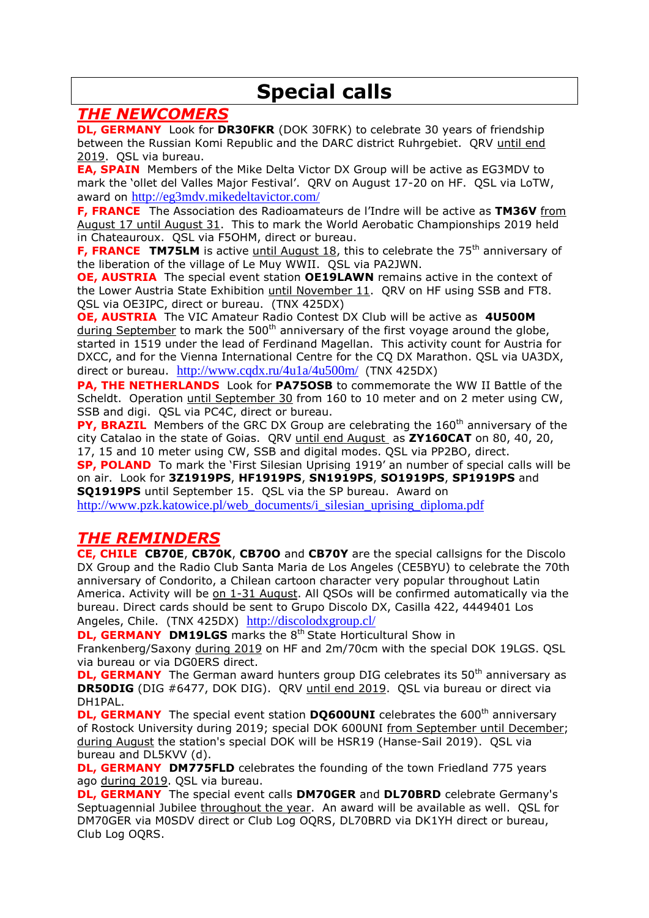# Special calls

## THE NEWCOMERS

**DL, GERMANY** Look for **DR30FKR** (DOK 30FRK) to celebrate 30 years of friendship between the Russian Komi Republic and the DARC district Ruhrgebiet. QRV until end 2019. QSL via bureau.

**EA, SPAIN** Members of the Mike Delta Victor DX Group will be active as EG3MDV to mark the 'ollet del Valles Major Festival'. QRV on August 17-20 on HF. QSL via LoTW, award on http://eg3mdv.mikedeltavictor.com/

**F, FRANCE** The Association des Radioamateurs de l'Indre will be active as **TM36V** from August 17 until August 31. This to mark the World Aerobatic Championships 2019 held in Chateauroux. QSL via F5OHM, direct or bureau.

**F, FRANCE** **TM75LM** is active until August 18, this to celebrate the 75th anniversary of the liberation of the village of Le Muy WWII. QSL via PA2JWN.

**OE, AUSTRIA** The special event station **OE19LAWN** remains active in the context of the Lower Austria State Exhibition until November 11. QRV on HF using SSB and FT8. QSL via OE3IPC, direct or bureau. (TNX 425DX)

**OE, AUSTRIA** The VIC Amateur Radio Contest DX Club will be active as **4U500M** during September to mark the 500th anniversary of the first voyage around the globe, started in 1519 under the lead of Ferdinand Magellan. This activity count for Austria for DXCC, and for the Vienna International Centre for the CQ DX Marathon. QSL via UA3DX, direct or bureau. http://www.cqdx.ru/4u1a/4u500m/ (TNX 425DX)

**PA, THE NETHERLANDS** Look for **PA75OSB** to commemorate the WW II Battle of the Scheldt. Operation until September 30 from 160 to 10 meter and on 2 meter using CW, SSB and digi. QSL via PC4C, direct or bureau.

**PY, BRAZIL** Members of the GRC DX Group are celebrating the 160th anniversary of the city Catalao in the state of Goias. QRV until end August as **ZY160CAT** on 80, 40, 20, 17, 15 and 10 meter using CW, SSB and digital modes. QSL via PP2BO, direct.

**SP, POLAND** To mark the 'First Silesian Uprising 1919' an number of special calls will be on air. Look for **3Z1919PS**, **HF1919PS**, **SN1919PS**, **SO1919PS**, **SP1919PS** and **SQ1919PS** until September 15. QSL via the SP bureau. Award on http://www.pzk.katowice.pl/web_documents/i_silesian_uprising_diploma.pdf

## THE REMINDERS

**CE, CHILE** **CB70E**, **CB70K**, **CB70O** and **CB70Y** are the special callsigns for the Discolo DX Group and the Radio Club Santa Maria de Los Angeles (CE5BYU) to celebrate the 70th anniversary of Condorito, a Chilean cartoon character very popular throughout Latin America. Activity will be on 1-31 August. All QSOs will be confirmed automatically via the bureau. Direct cards should be sent to Grupo Discolo DX, Casilla 422, 4449401 Los Angeles, Chile. (TNX 425DX) http://discolodxgroup.cl/

**DL, GERMANY** **DM19LGS** marks the 8th State Horticultural Show in Frankenberg/Saxony during 2019 on HF and 2m/70cm with the special DOK 19LGS. QSL via bureau or via DG0ERS direct.

**DL, GERMANY** The German award hunters group DIG celebrates its 50th anniversary as **DR50DIG** (DIG #6477, DOK DIG). QRV until end 2019. QSL via bureau or direct via DH1PAL.

**DL, GERMANY** The special event station **DQ600UNI** celebrates the 600th anniversary of Rostock University during 2019; special DOK 600UNI from September until December; during August the station's special DOK will be HSR19 (Hanse-Sail 2019). QSL via bureau and DL5KVV (d).

**DL, GERMANY** **DM775FLD** celebrates the founding of the town Friedland 775 years ago during 2019. QSL via bureau.

**DL, GERMANY** The special event calls **DM70GER** and **DL70BRD** celebrate Germany's Septuagennial Jubilee throughout the year. An award will be available as well. QSL for DM70GER via M0SDV direct or Club Log OQRS, DL70BRD via DK1YH direct or bureau, Club Log OQRS.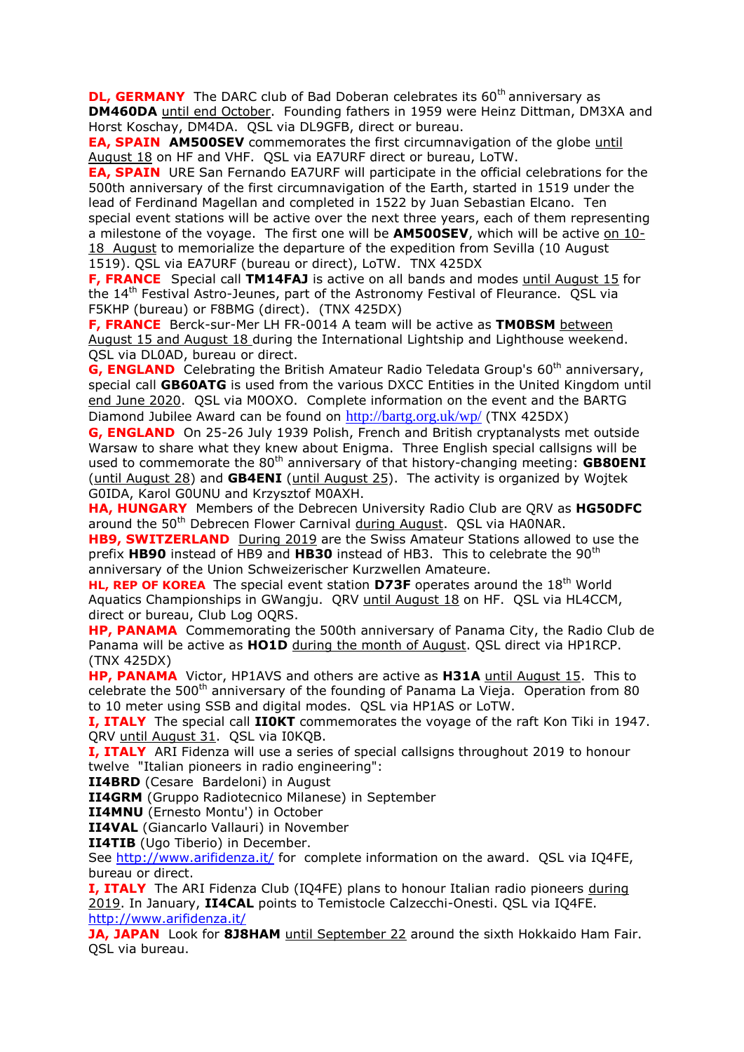**DL, GERMANY** The DARC club of Bad Doberan celebrates its 60th anniversary as **DM460DA** until end October. Founding fathers in 1959 were Heinz Dittman, DM3XA and Horst Koschay, DM4DA. QSL via DL9GFB, direct or bureau.

**EA, SPAIN** **AM500SEV** commemorates the first circumnavigation of the globe until August 18 on HF and VHF. QSL via EA7URF direct or bureau, LoTW.

**EA, SPAIN** URE San Fernando EA7URF will participate in the official celebrations for the 500th anniversary of the first circumnavigation of the Earth, started in 1519 under the lead of Ferdinand Magellan and completed in 1522 by Juan Sebastian Elcano. Ten special event stations will be active over the next three years, each of them representing a milestone of the voyage. The first one will be **AM500SEV**, which will be active on 10-18 August to memorialize the departure of the expedition from Sevilla (10 August 1519). QSL via EA7URF (bureau or direct), LoTW. TNX 425DX

**F, FRANCE** Special call **TM14FAJ** is active on all bands and modes until August 15 for the 14th Festival Astro-Jeunes, part of the Astronomy Festival of Fleurance. QSL via F5KHP (bureau) or F8BMG (direct). (TNX 425DX)

**F, FRANCE** Berck-sur-Mer LH FR-0014 A team will be active as **TM0BSM** between August 15 and August 18 during the International Lightship and Lighthouse weekend. QSL via DL0AD, bureau or direct.

**G, ENGLAND** Celebrating the British Amateur Radio Teledata Group's 60th anniversary, special call **GB60ATG** is used from the various DXCC Entities in the United Kingdom until end June 2020. QSL via M0OXO. Complete information on the event and the BARTG Diamond Jubilee Award can be found on http://bartg.org.uk/wp/ (TNX 425DX)

**G, ENGLAND** On 25-26 July 1939 Polish, French and British cryptanalysts met outside Warsaw to share what they knew about Enigma. Three English special callsigns will be used to commemorate the 80th anniversary of that history-changing meeting: **GB80ENI** (until August 28) and **GB4ENI** (until August 25). The activity is organized by Wojtek G0IDA, Karol G0UNU and Krzysztof M0AXH.

**HA, HUNGARY** Members of the Debrecen University Radio Club are QRV as **HG50DFC** around the 50th Debrecen Flower Carnival during August. QSL via HA0NAR.

**HB9, SWITZERLAND** During 2019 are the Swiss Amateur Stations allowed to use the prefix **HB90** instead of HB9 and **HB30** instead of HB3. This to celebrate the 90th anniversary of the Union Schweizerischer Kurzwellen Amateure.

**HL, REP OF KOREA** The special event station **D73F** operates around the 18th World Aquatics Championships in GWangju. QRV until August 18 on HF. QSL via HL4CCM, direct or bureau, Club Log OQRS.

**HP, PANAMA** Commemorating the 500th anniversary of Panama City, the Radio Club de Panama will be active as **HO1D** during the month of August. QSL direct via HP1RCP. (TNX 425DX)

**HP, PANAMA** Victor, HP1AVS and others are active as **H31A** until August 15. This to celebrate the 500th anniversary of the founding of Panama La Vieja. Operation from 80 to 10 meter using SSB and digital modes. QSL via HP1AS or LoTW.

**I, ITALY** The special call **II0KT** commemorates the voyage of the raft Kon Tiki in 1947. QRV until August 31. QSL via I0KQB.

**I, ITALY** ARI Fidenza will use a series of special callsigns throughout 2019 to honour twelve "Italian pioneers in radio engineering":

**II4BRD** (Cesare Bardeloni) in August
**II4GRM** (Gruppo Radiotecnico Milanese) in September
**II4MNU** (Ernesto Montu') in October
**II4VAL** (Giancarlo Vallauri) in November
**II4TIB** (Ugo Tiberio) in December.

See http://www.arifidenza.it/ for complete information on the award. QSL via IQ4FE, bureau or direct.

**I, ITALY** The ARI Fidenza Club (IQ4FE) plans to honour Italian radio pioneers during 2019. In January, **II4CAL** points to Temistocle Calzecchi-Onesti. QSL via IQ4FE. http://www.arifidenza.it/

**JA, JAPAN** Look for **8J8HAM** until September 22 around the sixth Hokkaido Ham Fair. QSL via bureau.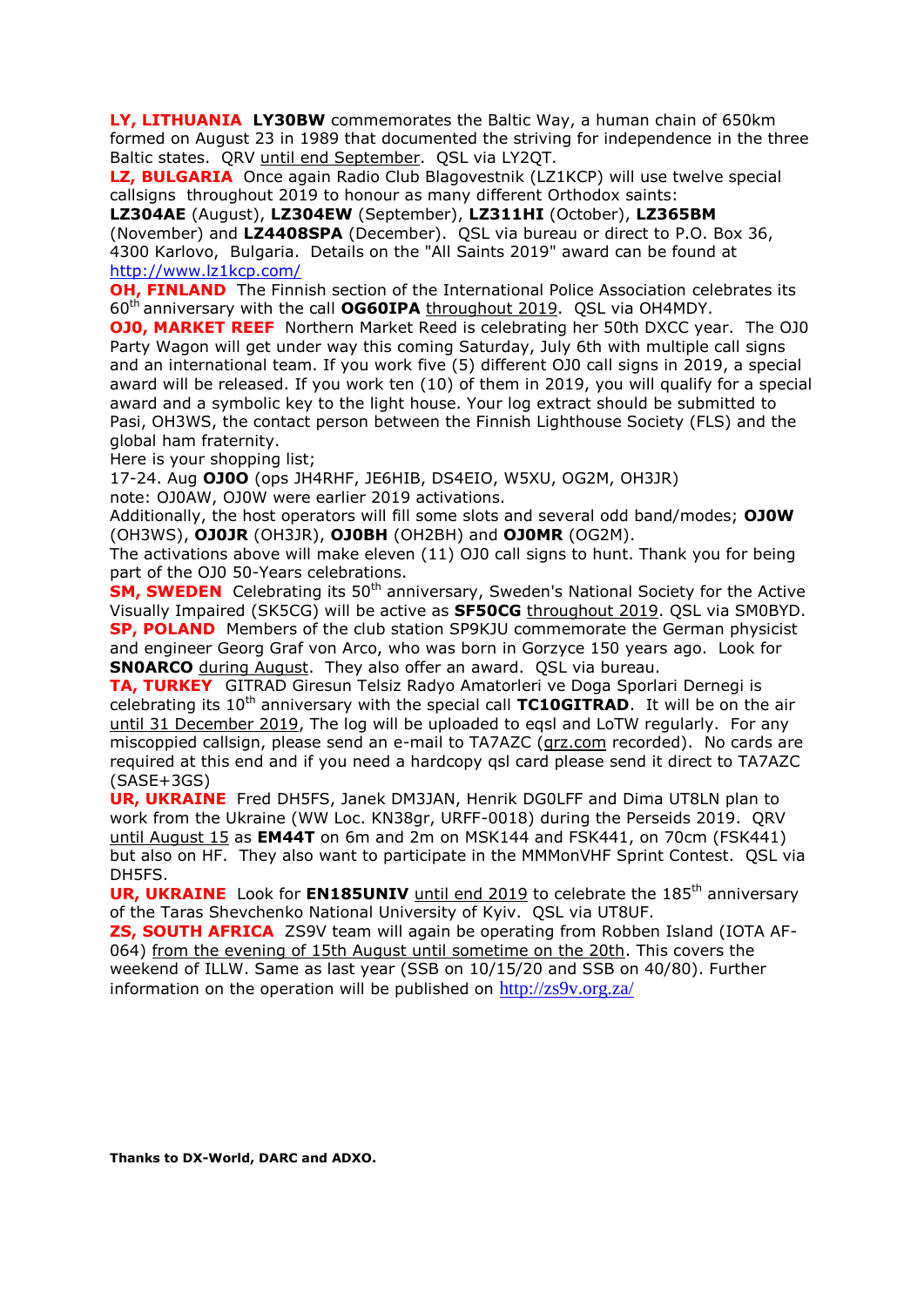**LY, LITHUANIA** **LY30BW** commemorates the Baltic Way, a human chain of 650km formed on August 23 in 1989 that documented the striving for independence in the three Baltic states. QRV until end September. QSL via LY2QT.

**LZ, BULGARIA** Once again Radio Club Blagovestnik (LZ1KCP) will use twelve special callsigns throughout 2019 to honour as many different Orthodox saints: **LZ304AE** (August), **LZ304EW** (September), **LZ311HI** (October), **LZ365BM** (November) and **LZ4408SPA** (December). QSL via bureau or direct to P.O. Box 36, 4300 Karlovo, Bulgaria. Details on the "All Saints 2019" award can be found at http://www.lz1kcp.com/

**OH, FINLAND** The Finnish section of the International Police Association celebrates its 60th anniversary with the call **OG60IPA** throughout 2019. QSL via OH4MDY.

**OJ0, MARKET REEF** Northern Market Reed is celebrating her 50th DXCC year. The OJ0 Party Wagon will get under way this coming Saturday, July 6th with multiple call signs and an international team. If you work five (5) different OJ0 call signs in 2019, a special award will be released. If you work ten (10) of them in 2019, you will qualify for a special award and a symbolic key to the light house. Your log extract should be submitted to Pasi, OH3WS, the contact person between the Finnish Lighthouse Society (FLS) and the global ham fraternity.

Here is your shopping list;

17-24. Aug **OJ0O** (ops JH4RHF, JE6HIB, DS4EIO, W5XU, OG2M, OH3JR)

note: OJ0AW, OJ0W were earlier 2019 activations.

Additionally, the host operators will fill some slots and several odd band/modes; **OJ0W** (OH3WS), **OJ0JR** (OH3JR), **OJ0BH** (OH2BH) and **OJ0MR** (OG2M).

The activations above will make eleven (11) OJ0 call signs to hunt. Thank you for being part of the OJ0 50-Years celebrations.

**SM, SWEDEN** Celebrating its 50th anniversary, Sweden's National Society for the Active Visually Impaired (SK5CG) will be active as **SF50CG** throughout 2019. QSL via SM0BYD.

**SP, POLAND** Members of the club station SP9KJU commemorate the German physicist and engineer Georg Graf von Arco, who was born in Gorzyce 150 years ago. Look for **SN0ARCO** during August. They also offer an award. QSL via bureau.

**TA, TURKEY** GITRAD Giresun Telsiz Radyo Amatorleri ve Doga Sporlari Dernegi is celebrating its 10th anniversary with the special call **TC10GITRAD**. It will be on the air until 31 December 2019, The log will be uploaded to eqsl and LoTW regularly. For any miscoppied callsign, please send an e-mail to TA7AZC (qrz.com recorded). No cards are required at this end and if you need a hardcopy qsl card please send it direct to TA7AZC (SASE+3GS)

**UR, UKRAINE** Fred DH5FS, Janek DM3JAN, Henrik DG0LFF and Dima UT8LN plan to work from the Ukraine (WW Loc. KN38gr, URFF-0018) during the Perseids 2019. QRV until August 15 as **EM44T** on 6m and 2m on MSK144 and FSK441, on 70cm (FSK441) but also on HF. They also want to participate in the MMMonVHF Sprint Contest. QSL via DH5FS.

**UR, UKRAINE** Look for **EN185UNIV** until end 2019 to celebrate the 185th anniversary of the Taras Shevchenko National University of Kyiv. QSL via UT8UF.

**ZS, SOUTH AFRICA** ZS9V team will again be operating from Robben Island (IOTA AF-064) from the evening of 15th August until sometime on the 20th. This covers the weekend of ILLW. Same as last year (SSB on 10/15/20 and SSB on 40/80). Further information on the operation will be published on http://zs9v.org.za/

**Thanks to DX-World, DARC and ADXO.**